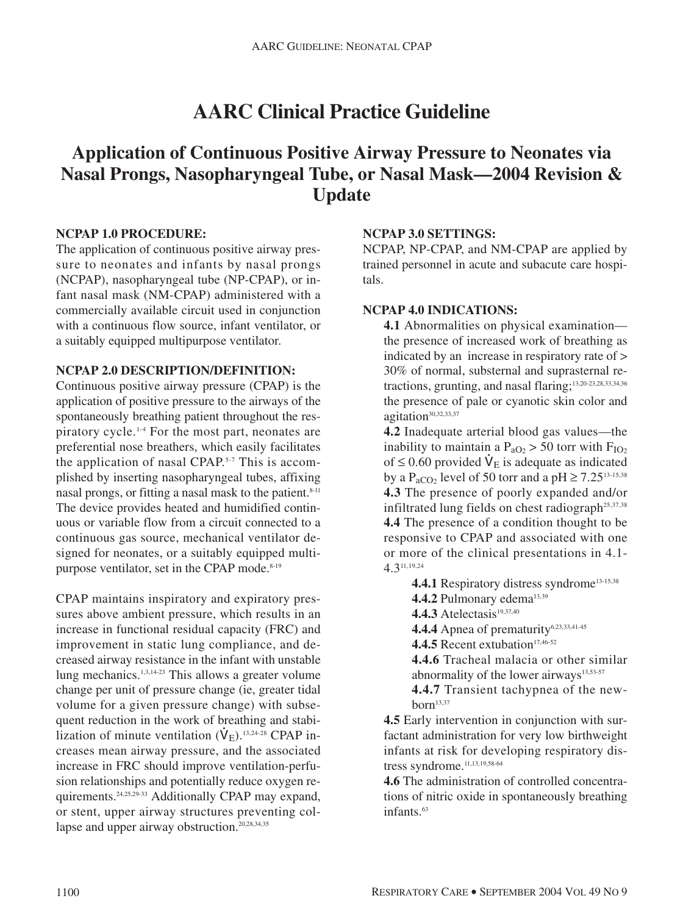# AARC Clinical Practice Guideline

## Application of Continuous Positive Airway Pressure to Neonates via Nasal Prongs, Nasopharyngeal Tube, or Nasal Mask—2004 Revision & Update

**NCPAP 1.0 PROCEDURE:**

The application of continuous positive airway pressure to neonates and infants by nasal prongs (NCPAP), nasopharyngeal tube (NP-CPAP), or infant nasal mask (NM-CPAP) administered with a commercially available circuit used in conjunction with a continuous flow source, infant ventilator, or a suitably equipped multipurpose ventilator.

**NCPAP 2.0 DESCRIPTION/DEFINITION:**

Continuous positive airway pressure (CPAP) is the application of positive pressure to the airways of the spontaneously breathing patient throughout the respiratory cycle.[1-4] For the most part, neonates are preferential nose breathers, which easily facilitates the application of nasal CPAP.[5-7] This is accomplished by inserting nasopharyngeal tubes, affixing nasal prongs, or fitting a nasal mask to the patient.[8-11] The device provides heated and humidified continuous or variable flow from a circuit connected to a continuous gas source, mechanical ventilator designed for neonates, or a suitably equipped multipurpose ventilator, set in the CPAP mode.[8-19]

CPAP maintains inspiratory and expiratory pressures above ambient pressure, which results in an increase in functional residual capacity (FRC) and improvement in static lung compliance, and decreased airway resistance in the infant with unstable lung mechanics.[1,3,14-23] This allows a greater volume change per unit of pressure change (ie, greater tidal volume for a given pressure change) with subsequent reduction in the work of breathing and stabilization of minute ventilation ($\dot{V}_E$).[13,24-28] CPAP increases mean airway pressure, and the associated increase in FRC should improve ventilation-perfusion relationships and potentially reduce oxygen requirements.[24,25,29-33] Additionally CPAP may expand, or stent, upper airway structures preventing collapse and upper airway obstruction.[20,28,34,35]

**NCPAP 3.0 SETTINGS:**

NCPAP, NP-CPAP, and NM-CPAP are applied by trained personnel in acute and subacute care hospitals.

**NCPAP 4.0 INDICATIONS:**

**4.1** Abnormalities on physical examination—the presence of increased work of breathing as indicated by an increase in respiratory rate of > 30% of normal, substernal and suprasternal retractions, grunting, and nasal flaring;[13,20-23,28,33,34,36] the presence of pale or cyanotic skin color and agitation[30,32,33,37]

**4.2** Inadequate arterial blood gas values—the inability to maintain a $P_{aO_2}$ > 50 torr with $F_{IO_2}$ of ≤ 0.60 provided $\dot{V}_E$ is adequate as indicated by a $P_{aCO_2}$ level of 50 torr and a pH ≥ 7.25[13-15,38]

**4.3** The presence of poorly expanded and/or infiltrated lung fields on chest radiograph[25,37,38]

**4.4** The presence of a condition thought to be responsive to CPAP and associated with one or more of the clinical presentations in 4.1-4.3[11,19,24]

- **4.4.1** Respiratory distress syndrome[13-15,38]
- **4.4.2** Pulmonary edema[13,39]
- **4.4.3** Atelectasis[19,37,40]
- **4.4.4** Apnea of prematurity[6,23,33,41-45]
- **4.4.5** Recent extubation[17,46-52]
- **4.4.6** Tracheal malacia or other similar abnormality of the lower airways[13,53-57]
- **4.4.7** Transient tachypnea of the newborn[13,37]

**4.5** Early intervention in conjunction with surfactant administration for very low birthweight infants at risk for developing respiratory distress syndrome.[11,13,19,58-64]

**4.6** The administration of controlled concentrations of nitric oxide in spontaneously breathing infants.[63]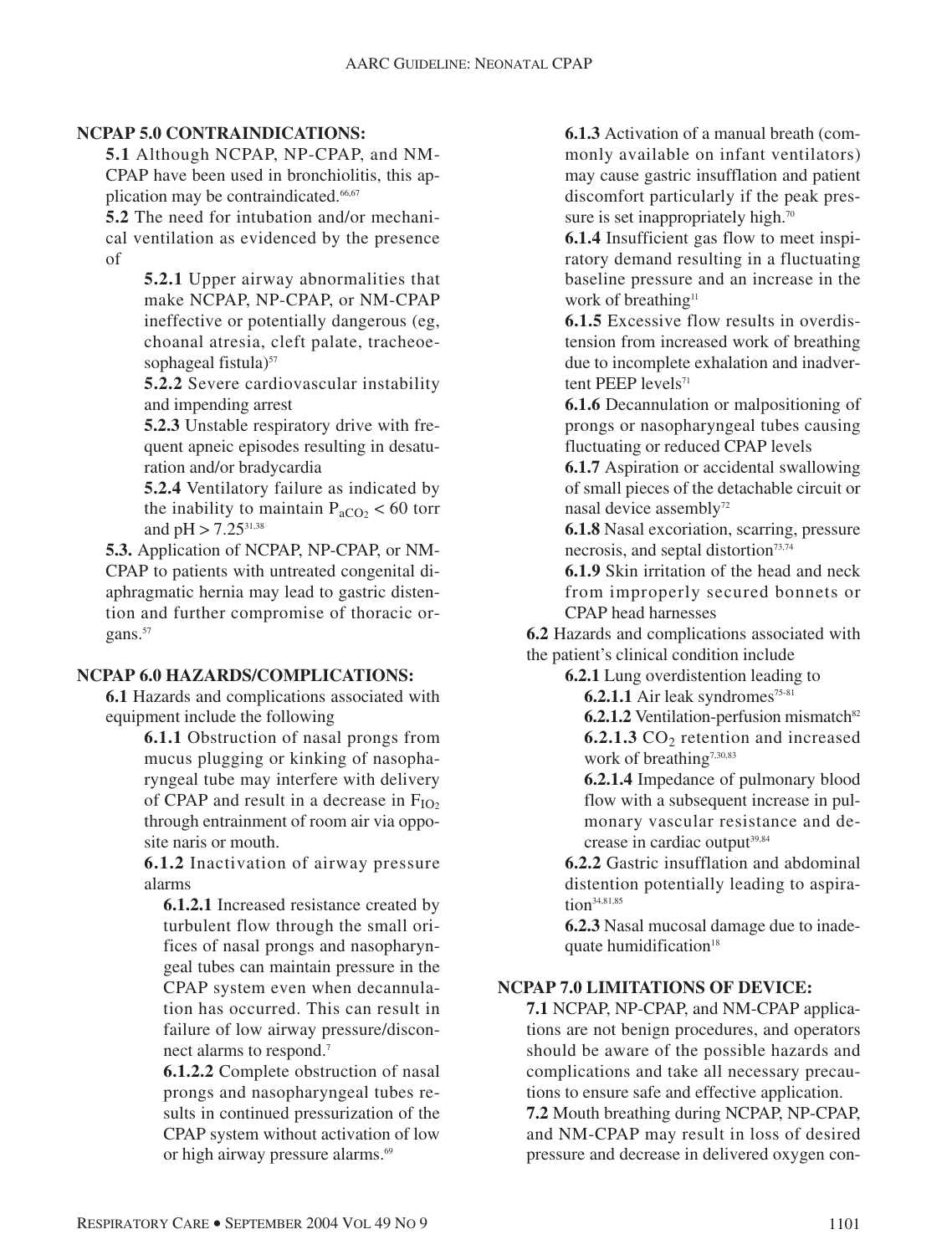**NCPAP 5.0 CONTRAINDICATIONS:**

**5.1** Although NCPAP, NP-CPAP, and NM-CPAP have been used in bronchiolitis, this application may be contraindicated.[66,67]

**5.2** The need for intubation and/or mechanical ventilation as evidenced by the presence of

**5.2.1** Upper airway abnormalities that make NCPAP, NP-CPAP, or NM-CPAP ineffective or potentially dangerous (eg, choanal atresia, cleft palate, tracheoesophageal fistula)[57]

**5.2.2** Severe cardiovascular instability and impending arrest

**5.2.3** Unstable respiratory drive with frequent apneic episodes resulting in desaturation and/or bradycardia

**5.2.4** Ventilatory failure as indicated by the inability to maintain $P_{aCO_2}$ < 60 torr and pH > 7.25[31,38]

**5.3.** Application of NCPAP, NP-CPAP, or NM-CPAP to patients with untreated congenital diaphragmatic hernia may lead to gastric distention and further compromise of thoracic organs.[57]

**NCPAP 6.0 HAZARDS/COMPLICATIONS:**

**6.1** Hazards and complications associated with equipment include the following

**6.1.1** Obstruction of nasal prongs from mucus plugging or kinking of nasopharyngeal tube may interfere with delivery of CPAP and result in a decrease in $F_{IO_2}$ through entrainment of room air via opposite naris or mouth.

**6.1.2** Inactivation of airway pressure alarms

**6.1.2.1** Increased resistance created by turbulent flow through the small orifices of nasal prongs and nasopharyngeal tubes can maintain pressure in the CPAP system even when decannulation has occurred. This can result in failure of low airway pressure/disconnect alarms to respond.[7]

**6.1.2.2** Complete obstruction of nasal prongs and nasopharyngeal tubes results in continued pressurization of the CPAP system without activation of low or high airway pressure alarms.[69]

**6.1.3** Activation of a manual breath (commonly available on infant ventilators) may cause gastric insufflation and patient discomfort particularly if the peak pressure is set inappropriately high.[70]

**6.1.4** Insufficient gas flow to meet inspiratory demand resulting in a fluctuating baseline pressure and an increase in the work of breathing[11]

**6.1.5** Excessive flow results in overdistension from increased work of breathing due to incomplete exhalation and inadvertent PEEP levels[71]

**6.1.6** Decannulation or malpositioning of prongs or nasopharyngeal tubes causing fluctuating or reduced CPAP levels

**6.1.7** Aspiration or accidental swallowing of small pieces of the detachable circuit or nasal device assembly[72]

**6.1.8** Nasal excoriation, scarring, pressure necrosis, and septal distortion[73,74]

**6.1.9** Skin irritation of the head and neck from improperly secured bonnets or CPAP head harnesses

**6.2** Hazards and complications associated with the patient's clinical condition include

**6.2.1** Lung overdistention leading to

**6.2.1.1** Air leak syndromes[75-81]

**6.2.1.2** Ventilation-perfusion mismatch[82]

**6.2.1.3** $CO_2$ retention and increased work of breathing[7,30,83]

**6.2.1.4** Impedance of pulmonary blood flow with a subsequent increase in pulmonary vascular resistance and decrease in cardiac output[39,84]

**6.2.2** Gastric insufflation and abdominal distention potentially leading to aspiration[34,81,85]

**6.2.3** Nasal mucosal damage due to inadequate humidification[18]

**NCPAP 7.0 LIMITATIONS OF DEVICE:**

**7.1** NCPAP, NP-CPAP, and NM-CPAP applications are not benign procedures, and operators should be aware of the possible hazards and complications and take all necessary precautions to ensure safe and effective application.

**7.2** Mouth breathing during NCPAP, NP-CPAP, and NM-CPAP may result in loss of desired pressure and decrease in delivered oxygen con-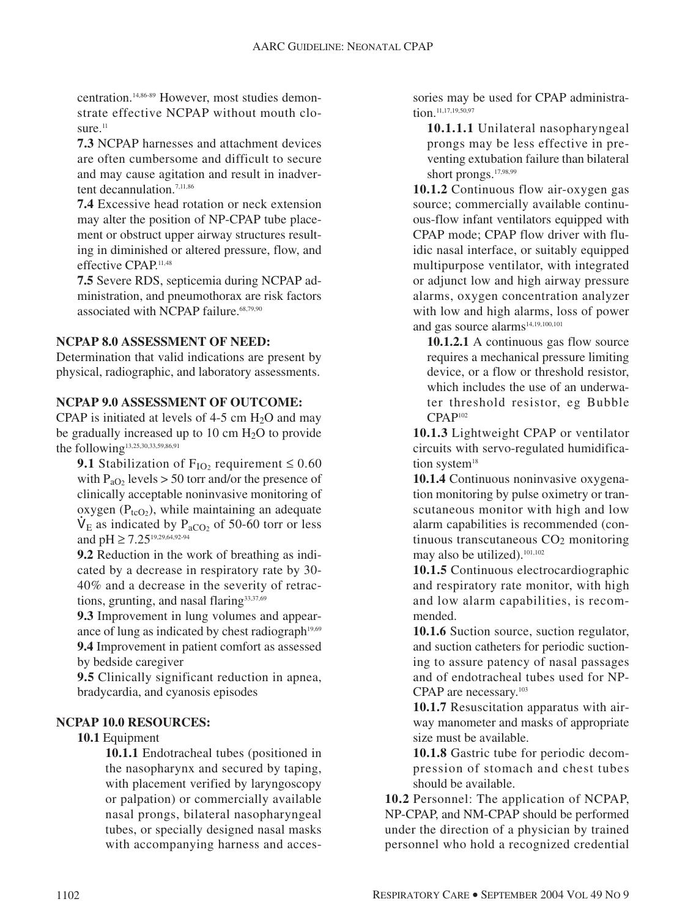centration.[14,86-89] However, most studies demonstrate effective NCPAP without mouth closure.[11]

**7.3** NCPAP harnesses and attachment devices are often cumbersome and difficult to secure and may cause agitation and result in inadvertent decannulation.[7,11,86]

**7.4** Excessive head rotation or neck extension may alter the position of NP-CPAP tube placement or obstruct upper airway structures resulting in diminished or altered pressure, flow, and effective CPAP.[11,48]

**7.5** Severe RDS, septicemia during NCPAP administration, and pneumothorax are risk factors associated with NCPAP failure.[68,79,90]

**NCPAP 8.0 ASSESSMENT OF NEED:**

Determination that valid indications are present by physical, radiographic, and laboratory assessments.

**NCPAP 9.0 ASSESSMENT OF OUTCOME:**

CPAP is initiated at levels of 4-5 cm $H_2O$ and may be gradually increased up to 10 cm $H_2O$ to provide the following[13,25,30,33,59,86,91]

**9.1** Stabilization of $F_{IO_2}$ requirement $\leq 0.60$ with $P_{aO_2}$ levels > 50 torr and/or the presence of clinically acceptable noninvasive monitoring of oxygen ($P_{tcO_2}$), while maintaining an adequate $\dot{V}_E$ as indicated by $P_{aCO_2}$ of 50-60 torr or less and pH $\geq 7.25$[19,29,64,92-94]

**9.2** Reduction in the work of breathing as indicated by a decrease in respiratory rate by 30-40% and a decrease in the severity of retractions, grunting, and nasal flaring[33,37,69]

**9.3** Improvement in lung volumes and appearance of lung as indicated by chest radiograph[19,69]

**9.4** Improvement in patient comfort as assessed by bedside caregiver

**9.5** Clinically significant reduction in apnea, bradycardia, and cyanosis episodes

**NCPAP 10.0 RESOURCES:**

**10.1** Equipment

**10.1.1** Endotracheal tubes (positioned in the nasopharynx and secured by taping, with placement verified by laryngoscopy or palpation) or commercially available nasal prongs, bilateral nasopharyngeal tubes, or specially designed nasal masks with accompanying harness and accessories may be used for CPAP administration.[11,17,19,50,97]

**10.1.1.1** Unilateral nasopharyngeal prongs may be less effective in preventing extubation failure than bilateral short prongs.[17,98,99]

**10.1.2** Continuous flow air-oxygen gas source; commercially available continuous-flow infant ventilators equipped with CPAP mode; CPAP flow driver with fluidic nasal interface, or suitably equipped multipurpose ventilator, with integrated or adjunct low and high airway pressure alarms, oxygen concentration analyzer with low and high alarms, loss of power and gas source alarms[14,19,100,101]

**10.1.2.1** A continuous gas flow source requires a mechanical pressure limiting device, or a flow or threshold resistor, which includes the use of an underwater threshold resistor, eg Bubble CPAP[102]

**10.1.3** Lightweight CPAP or ventilator circuits with servo-regulated humidification system[18]

**10.1.4** Continuous noninvasive oxygenation monitoring by pulse oximetry or transcutaneous monitor with high and low alarm capabilities is recommended (continuous transcutaneous $CO_2$ monitoring may also be utilized).[101,102]

**10.1.5** Continuous electrocardiographic and respiratory rate monitor, with high and low alarm capabilities, is recommended.

**10.1.6** Suction source, suction regulator, and suction catheters for periodic suctioning to assure patency of nasal passages and of endotracheal tubes used for NP-CPAP are necessary.[103]

**10.1.7** Resuscitation apparatus with airway manometer and masks of appropriate size must be available.

**10.1.8** Gastric tube for periodic decompression of stomach and chest tubes should be available.

**10.2** Personnel: The application of NCPAP, NP-CPAP, and NM-CPAP should be performed under the direction of a physician by trained personnel who hold a recognized credential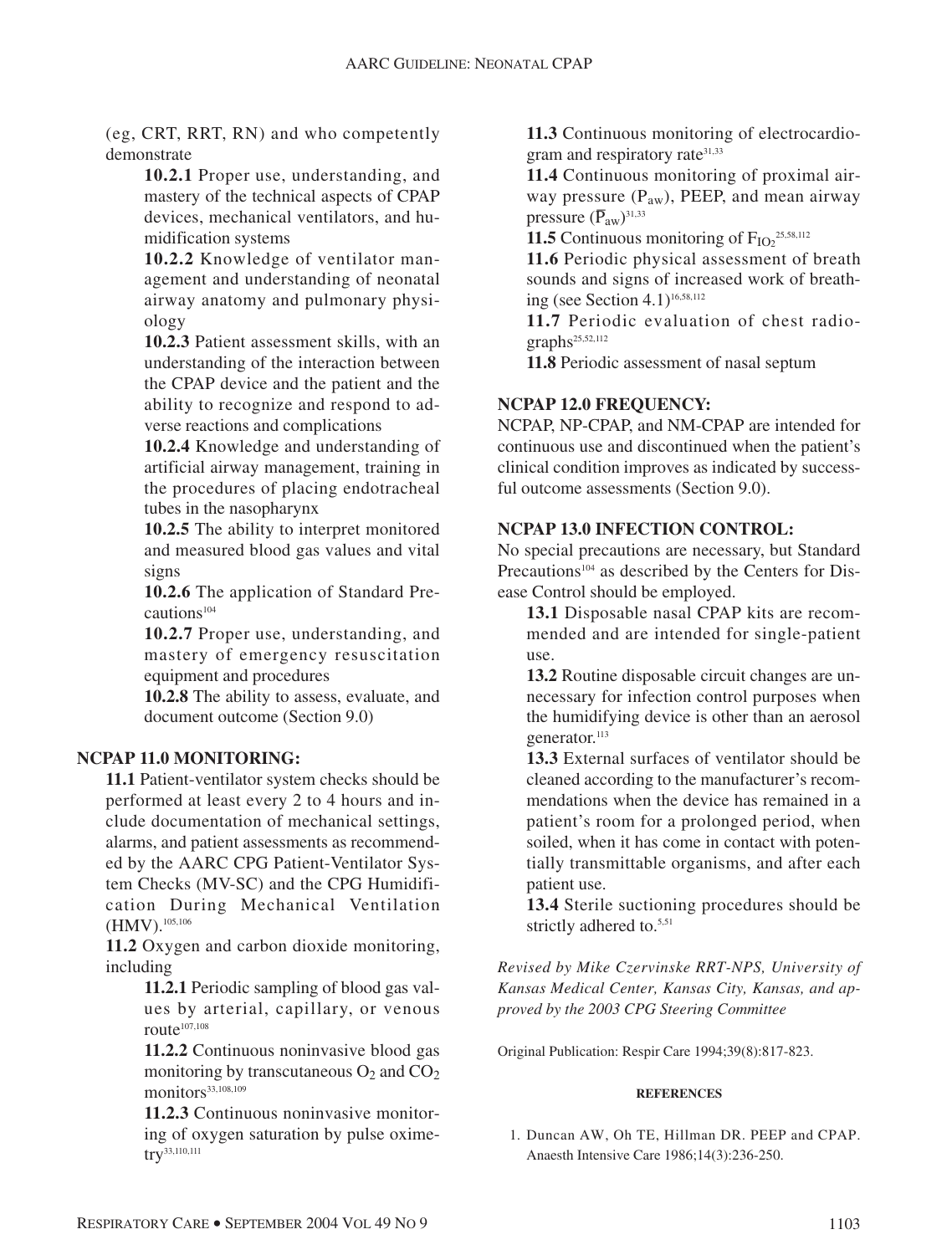(eg, CRT, RRT, RN) and who competently demonstrate

**10.2.1** Proper use, understanding, and mastery of the technical aspects of CPAP devices, mechanical ventilators, and humidification systems

**10.2.2** Knowledge of ventilator management and understanding of neonatal airway anatomy and pulmonary physiology

**10.2.3** Patient assessment skills, with an understanding of the interaction between the CPAP device and the patient and the ability to recognize and respond to adverse reactions and complications

**10.2.4** Knowledge and understanding of artificial airway management, training in the procedures of placing endotracheal tubes in the nasopharynx

**10.2.5** The ability to interpret monitored and measured blood gas values and vital signs

**10.2.6** The application of Standard Precautions[104]

**10.2.7** Proper use, understanding, and mastery of emergency resuscitation equipment and procedures

**10.2.8** The ability to assess, evaluate, and document outcome (Section 9.0)

## NCPAP 11.0 MONITORING:

**11.1** Patient-ventilator system checks should be performed at least every 2 to 4 hours and include documentation of mechanical settings, alarms, and patient assessments as recommended by the AARC CPG Patient-Ventilator System Checks (MV-SC) and the CPG Humidification During Mechanical Ventilation (HMV).[105,106]

**11.2** Oxygen and carbon dioxide monitoring, including

**11.2.1** Periodic sampling of blood gas values by arterial, capillary, or venous route[107,108]

**11.2.2** Continuous noninvasive blood gas monitoring by transcutaneous $O_2$ and $CO_2$ monitors[33,108,109]

**11.2.3** Continuous noninvasive monitoring of oxygen saturation by pulse oximetry[33,110,111]

**11.3** Continuous monitoring of electrocardiogram and respiratory rate[31,33]

**11.4** Continuous monitoring of proximal airway pressure ($P_{aw}$), PEEP, and mean airway pressure ($\overline{P}_{aw}$)[31,33]

**11.5** Continuous monitoring of $F_{IO_2}$[25,58,112]

**11.6** Periodic physical assessment of breath sounds and signs of increased work of breathing (see Section 4.1)[16,58,112]

**11.7** Periodic evaluation of chest radiographs[25,52,112]

**11.8** Periodic assessment of nasal septum

## NCPAP 12.0 FREQUENCY:

NCPAP, NP-CPAP, and NM-CPAP are intended for continuous use and discontinued when the patient's clinical condition improves as indicated by successful outcome assessments (Section 9.0).

## NCPAP 13.0 INFECTION CONTROL:

No special precautions are necessary, but Standard Precautions[104] as described by the Centers for Disease Control should be employed.

**13.1** Disposable nasal CPAP kits are recommended and are intended for single-patient use.

**13.2** Routine disposable circuit changes are unnecessary for infection control purposes when the humidifying device is other than an aerosol generator.[113]

**13.3** External surfaces of ventilator should be cleaned according to the manufacturer's recommendations when the device has remained in a patient's room for a prolonged period, when soiled, when it has come in contact with potentially transmittable organisms, and after each patient use.

**13.4** Sterile suctioning procedures should be strictly adhered to.[5,51]

*Revised by Mike Czervinske RRT-NPS, University of Kansas Medical Center, Kansas City, Kansas, and approved by the 2003 CPG Steering Committee*

Original Publication: Respir Care 1994;39(8):817-823.

### REFERENCES

1. Duncan AW, Oh TE, Hillman DR. PEEP and CPAP. Anaesth Intensive Care 1986;14(3):236-250.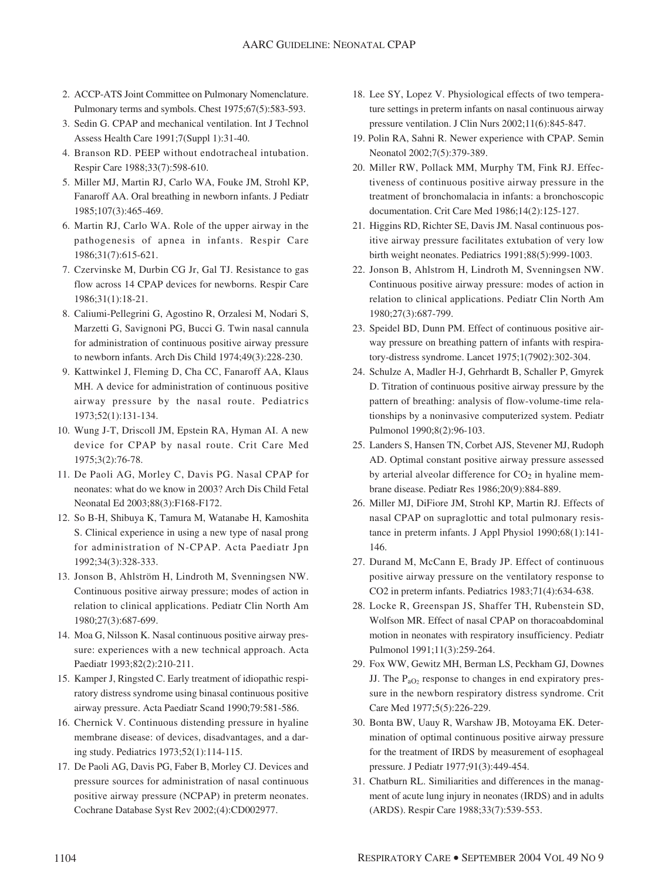2. ACCP-ATS Joint Committee on Pulmonary Nomenclature. Pulmonary terms and symbols. Chest 1975;67(5):583-593.
3. Sedin G. CPAP and mechanical ventilation. Int J Technol Assess Health Care 1991;7(Suppl 1):31-40.
4. Branson RD. PEEP without endotracheal intubation. Respir Care 1988;33(7):598-610.
5. Miller MJ, Martin RJ, Carlo WA, Fouke JM, Strohl KP, Fanaroff AA. Oral breathing in newborn infants. J Pediatr 1985;107(3):465-469.
6. Martin RJ, Carlo WA. Role of the upper airway in the pathogenesis of apnea in infants. Respir Care 1986;31(7):615-621.
7. Czervinske M, Durbin CG Jr, Gal TJ. Resistance to gas flow across 14 CPAP devices for newborns. Respir Care 1986;31(1):18-21.
8. Caliumi-Pellegrini G, Agostino R, Orzalesi M, Nodari S, Marzetti G, Savignoni PG, Bucci G. Twin nasal cannula for administration of continuous positive airway pressure to newborn infants. Arch Dis Child 1974;49(3):228-230.
9. Kattwinkel J, Fleming D, Cha CC, Fanaroff AA, Klaus MH. A device for administration of continuous positive airway pressure by the nasal route. Pediatrics 1973;52(1):131-134.
10. Wung J-T, Driscoll JM, Epstein RA, Hyman AI. A new device for CPAP by nasal route. Crit Care Med 1975;3(2):76-78.
11. De Paoli AG, Morley C, Davis PG. Nasal CPAP for neonates: what do we know in 2003? Arch Dis Child Fetal Neonatal Ed 2003;88(3):F168-F172.
12. So B-H, Shibuya K, Tamura M, Watanabe H, Kamoshita S. Clinical experience in using a new type of nasal prong for administration of N-CPAP. Acta Paediatr Jpn 1992;34(3):328-333.
13. Jonson B, Ahlström H, Lindroth M, Svenningsen NW. Continuous positive airway pressure; modes of action in relation to clinical applications. Pediatr Clin North Am 1980;27(3):687-699.
14. Moa G, Nilsson K. Nasal continuous positive airway pressure: experiences with a new technical approach. Acta Paediatr 1993;82(2):210-211.
15. Kamper J, Ringsted C. Early treatment of idiopathic respiratory distress syndrome using binasal continuous positive airway pressure. Acta Paediatr Scand 1990;79:581-586.
16. Chernick V. Continuous distending pressure in hyaline membrane disease: of devices, disadvantages, and a daring study. Pediatrics 1973;52(1):114-115.
17. De Paoli AG, Davis PG, Faber B, Morley CJ. Devices and pressure sources for administration of nasal continuous positive airway pressure (NCPAP) in preterm neonates. Cochrane Database Syst Rev 2002;(4):CD002977.
18. Lee SY, Lopez V. Physiological effects of two temperature settings in preterm infants on nasal continuous airway pressure ventilation. J Clin Nurs 2002;11(6):845-847.
19. Polin RA, Sahni R. Newer experience with CPAP. Semin Neonatol 2002;7(5):379-389.
20. Miller RW, Pollack MM, Murphy TM, Fink RJ. Effectiveness of continuous positive airway pressure in the treatment of bronchomalacia in infants: a bronchoscopic documentation. Crit Care Med 1986;14(2):125-127.
21. Higgins RD, Richter SE, Davis JM. Nasal continuous positive airway pressure facilitates extubation of very low birth weight neonates. Pediatrics 1991;88(5):999-1003.
22. Jonson B, Ahlstrom H, Lindroth M, Svenningsen NW. Continuous positive airway pressure: modes of action in relation to clinical applications. Pediatr Clin North Am 1980;27(3):687-799.
23. Speidel BD, Dunn PM. Effect of continuous positive airway pressure on breathing pattern of infants with respiratory-distress syndrome. Lancet 1975;1(7902):302-304.
24. Schulze A, Madler H-J, Gehrhardt B, Schaller P, Gmyrek D. Titration of continuous positive airway pressure by the pattern of breathing: analysis of flow-volume-time relationships by a noninvasive computerized system. Pediatr Pulmonol 1990;8(2):96-103.
25. Landers S, Hansen TN, Corbet AJS, Stevener MJ, Rudoph AD. Optimal constant positive airway pressure assessed by arterial alveolar difference for $CO_2$ in hyaline membrane disease. Pediatr Res 1986;20(9):884-889.
26. Miller MJ, DiFiore JM, Strohl KP, Martin RJ. Effects of nasal CPAP on supraglottic and total pulmonary resistance in preterm infants. J Appl Physiol 1990;68(1):141-146.
27. Durand M, McCann E, Brady JP. Effect of continuous positive airway pressure on the ventilatory response to CO2 in preterm infants. Pediatrics 1983;71(4):634-638.
28. Locke R, Greenspan JS, Shaffer TH, Rubenstein SD, Wolfson MR. Effect of nasal CPAP on thoracoabdominal motion in neonates with respiratory insufficiency. Pediatr Pulmonol 1991;11(3):259-264.
29. Fox WW, Gewitz MH, Berman LS, Peckham GJ, Downes JJ. The $P_{aO_2}$ response to changes in end expiratory pressure in the newborn respiratory distress syndrome. Crit Care Med 1977;5(5):226-229.
30. Bonta BW, Uauy R, Warshaw JB, Motoyama EK. Determination of optimal continuous positive airway pressure for the treatment of IRDS by measurement of esophageal pressure. J Pediatr 1977;91(3):449-454.
31. Chatburn RL. Similiarities and differences in the managment of acute lung injury in neonates (IRDS) and in adults (ARDS). Respir Care 1988;33(7):539-553.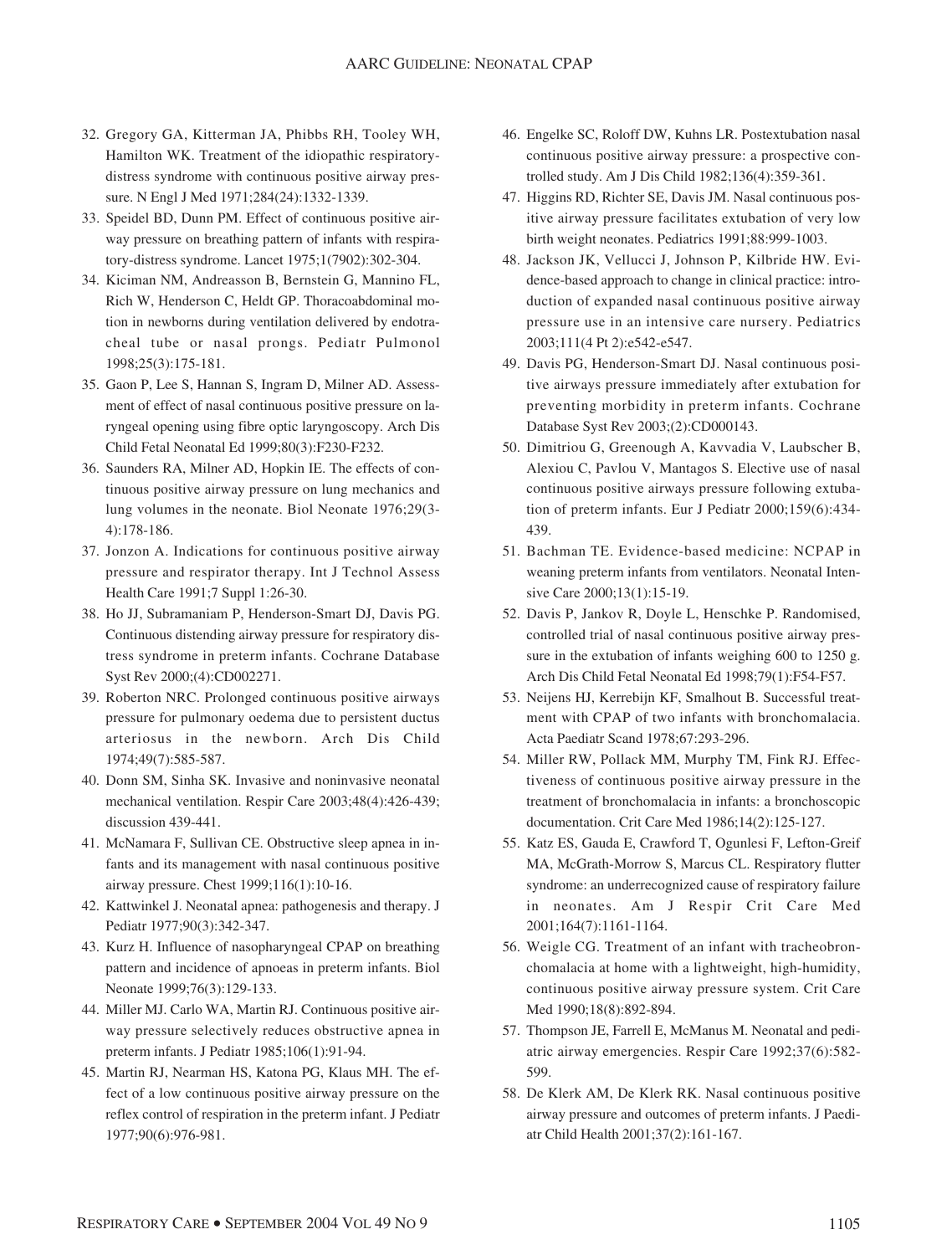32. Gregory GA, Kitterman JA, Phibbs RH, Tooley WH, Hamilton WK. Treatment of the idiopathic respiratory-distress syndrome with continuous positive airway pressure. N Engl J Med 1971;284(24):1332-1339.
33. Speidel BD, Dunn PM. Effect of continuous positive airway pressure on breathing pattern of infants with respiratory-distress syndrome. Lancet 1975;1(7902):302-304.
34. Kiciman NM, Andreasson B, Bernstein G, Mannino FL, Rich W, Henderson C, Heldt GP. Thoracoabdominal motion in newborns during ventilation delivered by endotracheal tube or nasal prongs. Pediatr Pulmonol 1998;25(3):175-181.
35. Gaon P, Lee S, Hannan S, Ingram D, Milner AD. Assessment of effect of nasal continuous positive pressure on laryngeal opening using fibre optic laryngoscopy. Arch Dis Child Fetal Neonatal Ed 1999;80(3):F230-F232.
36. Saunders RA, Milner AD, Hopkin IE. The effects of continuous positive airway pressure on lung mechanics and lung volumes in the neonate. Biol Neonate 1976;29(3-4):178-186.
37. Jonzon A. Indications for continuous positive airway pressure and respirator therapy. Int J Technol Assess Health Care 1991;7 Suppl 1:26-30.
38. Ho JJ, Subramaniam P, Henderson-Smart DJ, Davis PG. Continuous distending airway pressure for respiratory distress syndrome in preterm infants. Cochrane Database Syst Rev 2000;(4):CD002271.
39. Roberton NRC. Prolonged continuous positive airways pressure for pulmonary oedema due to persistent ductus arteriosus in the newborn. Arch Dis Child 1974;49(7):585-587.
40. Donn SM, Sinha SK. Invasive and noninvasive neonatal mechanical ventilation. Respir Care 2003;48(4):426-439; discussion 439-441.
41. McNamara F, Sullivan CE. Obstructive sleep apnea in infants and its management with nasal continuous positive airway pressure. Chest 1999;116(1):10-16.
42. Kattwinkel J. Neonatal apnea: pathogenesis and therapy. J Pediatr 1977;90(3):342-347.
43. Kurz H. Influence of nasopharyngeal CPAP on breathing pattern and incidence of apnoeas in preterm infants. Biol Neonate 1999;76(3):129-133.
44. Miller MJ. Carlo WA, Martin RJ. Continuous positive airway pressure selectively reduces obstructive apnea in preterm infants. J Pediatr 1985;106(1):91-94.
45. Martin RJ, Nearman HS, Katona PG, Klaus MH. The effect of a low continuous positive airway pressure on the reflex control of respiration in the preterm infant. J Pediatr 1977;90(6):976-981.
46. Engelke SC, Roloff DW, Kuhns LR. Postextubation nasal continuous positive airway pressure: a prospective controlled study. Am J Dis Child 1982;136(4):359-361.
47. Higgins RD, Richter SE, Davis JM. Nasal continuous positive airway pressure facilitates extubation of very low birth weight neonates. Pediatrics 1991;88:999-1003.
48. Jackson JK, Vellucci J, Johnson P, Kilbride HW. Evidence-based approach to change in clinical practice: introduction of expanded nasal continuous positive airway pressure use in an intensive care nursery. Pediatrics 2003;111(4 Pt 2):e542-e547.
49. Davis PG, Henderson-Smart DJ. Nasal continuous positive airways pressure immediately after extubation for preventing morbidity in preterm infants. Cochrane Database Syst Rev 2003;(2):CD000143.
50. Dimitriou G, Greenough A, Kavvadia V, Laubscher B, Alexiou C, Pavlou V, Mantagos S. Elective use of nasal continuous positive airways pressure following extubation of preterm infants. Eur J Pediatr 2000;159(6):434-439.
51. Bachman TE. Evidence-based medicine: NCPAP in weaning preterm infants from ventilators. Neonatal Intensive Care 2000;13(1):15-19.
52. Davis P, Jankov R, Doyle L, Henschke P. Randomised, controlled trial of nasal continuous positive airway pressure in the extubation of infants weighing 600 to 1250 g. Arch Dis Child Fetal Neonatal Ed 1998;79(1):F54-F57.
53. Neijens HJ, Kerrebijn KF, Smalhout B. Successful treatment with CPAP of two infants with bronchomalacia. Acta Paediatr Scand 1978;67:293-296.
54. Miller RW, Pollack MM, Murphy TM, Fink RJ. Effectiveness of continuous positive airway pressure in the treatment of bronchomalacia in infants: a bronchoscopic documentation. Crit Care Med 1986;14(2):125-127.
55. Katz ES, Gauda E, Crawford T, Ogunlesi F, Lefton-Greif MA, McGrath-Morrow S, Marcus CL. Respiratory flutter syndrome: an underrecognized cause of respiratory failure in neonates. Am J Respir Crit Care Med 2001;164(7):1161-1164.
56. Weigle CG. Treatment of an infant with tracheobronchomalacia at home with a lightweight, high-humidity, continuous positive airway pressure system. Crit Care Med 1990;18(8):892-894.
57. Thompson JE, Farrell E, McManus M. Neonatal and pediatric airway emergencies. Respir Care 1992;37(6):582-599.
58. De Klerk AM, De Klerk RK. Nasal continuous positive airway pressure and outcomes of preterm infants. J Paediatr Child Health 2001;37(2):161-167.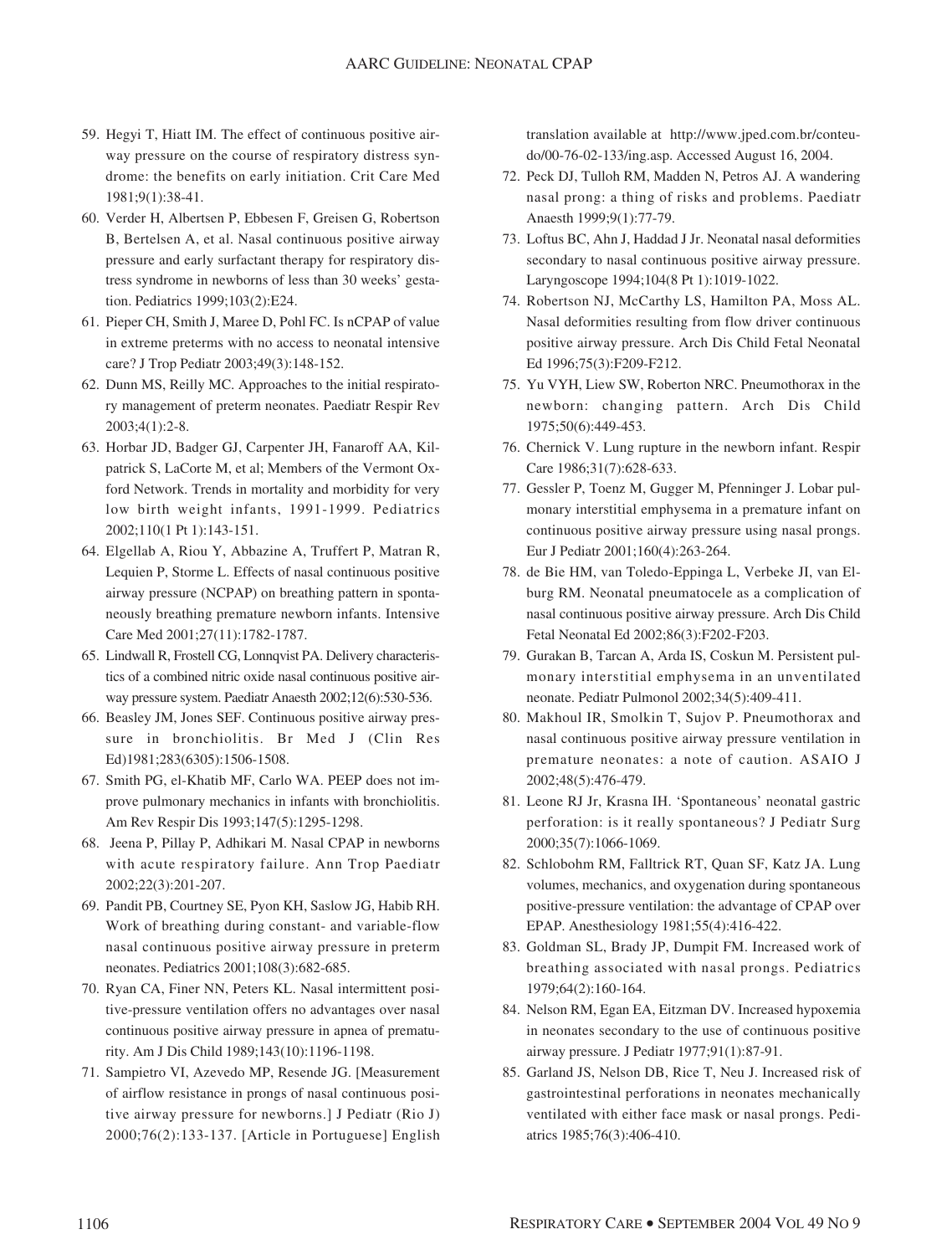59. Hegyi T, Hiatt IM. The effect of continuous positive airway pressure on the course of respiratory distress syndrome: the benefits on early initiation. Crit Care Med 1981;9(1):38-41.
60. Verder H, Albertsen P, Ebbesen F, Greisen G, Robertson B, Bertelsen A, et al. Nasal continuous positive airway pressure and early surfactant therapy for respiratory distress syndrome in newborns of less than 30 weeks' gestation. Pediatrics 1999;103(2):E24.
61. Pieper CH, Smith J, Maree D, Pohl FC. Is nCPAP of value in extreme preterms with no access to neonatal intensive care? J Trop Pediatr 2003;49(3):148-152.
62. Dunn MS, Reilly MC. Approaches to the initial respiratory management of preterm neonates. Paediatr Respir Rev 2003;4(1):2-8.
63. Horbar JD, Badger GJ, Carpenter JH, Fanaroff AA, Kilpatrick S, LaCorte M, et al; Members of the Vermont Oxford Network. Trends in mortality and morbidity for very low birth weight infants, 1991-1999. Pediatrics 2002;110(1 Pt 1):143-151.
64. Elgellab A, Riou Y, Abbazine A, Truffert P, Matran R, Lequien P, Storme L. Effects of nasal continuous positive airway pressure (NCPAP) on breathing pattern in spontaneously breathing premature newborn infants. Intensive Care Med 2001;27(11):1782-1787.
65. Lindwall R, Frostell CG, Lonnqvist PA. Delivery characteristics of a combined nitric oxide nasal continuous positive airway pressure system. Paediatr Anaesth 2002;12(6):530-536.
66. Beasley JM, Jones SEF. Continuous positive airway pressure in bronchiolitis. Br Med J (Clin Res Ed)1981;283(6305):1506-1508.
67. Smith PG, el-Khatib MF, Carlo WA. PEEP does not improve pulmonary mechanics in infants with bronchiolitis. Am Rev Respir Dis 1993;147(5):1295-1298.
68. Jeena P, Pillay P, Adhikari M. Nasal CPAP in newborns with acute respiratory failure. Ann Trop Paediatr 2002;22(3):201-207.
69. Pandit PB, Courtney SE, Pyon KH, Saslow JG, Habib RH. Work of breathing during constant- and variable-flow nasal continuous positive airway pressure in preterm neonates. Pediatrics 2001;108(3):682-685.
70. Ryan CA, Finer NN, Peters KL. Nasal intermittent positive-pressure ventilation offers no advantages over nasal continuous positive airway pressure in apnea of prematurity. Am J Dis Child 1989;143(10):1196-1198.
71. Sampietro VI, Azevedo MP, Resende JG. [Measurement of airflow resistance in prongs of nasal continuous positive airway pressure for newborns.] J Pediatr (Rio J) 2000;76(2):133-137. [Article in Portuguese] English translation available at http://www.jped.com.br/conteudo/00-76-02-133/ing.asp. Accessed August 16, 2004.
72. Peck DJ, Tulloh RM, Madden N, Petros AJ. A wandering nasal prong: a thing of risks and problems. Paediatr Anaesth 1999;9(1):77-79.
73. Loftus BC, Ahn J, Haddad J Jr. Neonatal nasal deformities secondary to nasal continuous positive airway pressure. Laryngoscope 1994;104(8 Pt 1):1019-1022.
74. Robertson NJ, McCarthy LS, Hamilton PA, Moss AL. Nasal deformities resulting from flow driver continuous positive airway pressure. Arch Dis Child Fetal Neonatal Ed 1996;75(3):F209-F212.
75. Yu VYH, Liew SW, Roberton NRC. Pneumothorax in the newborn: changing pattern. Arch Dis Child 1975;50(6):449-453.
76. Chernick V. Lung rupture in the newborn infant. Respir Care 1986;31(7):628-633.
77. Gessler P, Toenz M, Gugger M, Pfenninger J. Lobar pulmonary interstitial emphysema in a premature infant on continuous positive airway pressure using nasal prongs. Eur J Pediatr 2001;160(4):263-264.
78. de Bie HM, van Toledo-Eppinga L, Verbeke JI, van Elburg RM. Neonatal pneumatocele as a complication of nasal continuous positive airway pressure. Arch Dis Child Fetal Neonatal Ed 2002;86(3):F202-F203.
79. Gurakan B, Tarcan A, Arda IS, Coskun M. Persistent pulmonary interstitial emphysema in an unventilated neonate. Pediatr Pulmonol 2002;34(5):409-411.
80. Makhoul IR, Smolkin T, Sujov P. Pneumothorax and nasal continuous positive airway pressure ventilation in premature neonates: a note of caution. ASAIO J 2002;48(5):476-479.
81. Leone RJ Jr, Krasna IH. 'Spontaneous' neonatal gastric perforation: is it really spontaneous? J Pediatr Surg 2000;35(7):1066-1069.
82. Schlobohm RM, Falltrick RT, Quan SF, Katz JA. Lung volumes, mechanics, and oxygenation during spontaneous positive-pressure ventilation: the advantage of CPAP over EPAP. Anesthesiology 1981;55(4):416-422.
83. Goldman SL, Brady JP, Dumpit FM. Increased work of breathing associated with nasal prongs. Pediatrics 1979;64(2):160-164.
84. Nelson RM, Egan EA, Eitzman DV. Increased hypoxemia in neonates secondary to the use of continuous positive airway pressure. J Pediatr 1977;91(1):87-91.
85. Garland JS, Nelson DB, Rice T, Neu J. Increased risk of gastrointestinal perforations in neonates mechanically ventilated with either face mask or nasal prongs. Pediatrics 1985;76(3):406-410.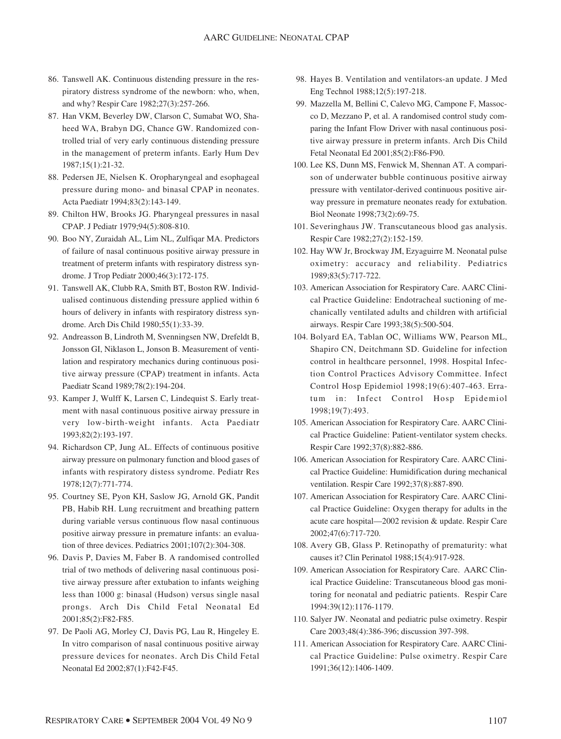86. Tanswell AK. Continuous distending pressure in the respiratory distress syndrome of the newborn: who, when, and why? Respir Care 1982;27(3):257-266.
87. Han VKM, Beverley DW, Clarson C, Sumabat WO, Shaheed WA, Brabyn DG, Chance GW. Randomized controlled trial of very early continuous distending pressure in the management of preterm infants. Early Hum Dev 1987;15(1):21-32.
88. Pedersen JE, Nielsen K. Oropharyngeal and esophageal pressure during mono- and binasal CPAP in neonates. Acta Paediatr 1994;83(2):143-149.
89. Chilton HW, Brooks JG. Pharyngeal pressures in nasal CPAP. J Pediatr 1979;94(5):808-810.
90. Boo NY, Zuraidah AL, Lim NL, Zulfiqar MA. Predictors of failure of nasal continuous positive airway pressure in treatment of preterm infants with respiratory distress syndrome. J Trop Pediatr 2000;46(3):172-175.
91. Tanswell AK, Clubb RA, Smith BT, Boston RW. Individualised continuous distending pressure applied within 6 hours of delivery in infants with respiratory distress syndrome. Arch Dis Child 1980;55(1):33-39.
92. Andreasson B, Lindroth M, Svenningsen NW, Drefeldt B, Jonsson GI, Niklason L, Jonson B. Measurement of ventilation and respiratory mechanics during continuous positive airway pressure (CPAP) treatment in infants. Acta Paediatr Scand 1989;78(2):194-204.
93. Kamper J, Wulff K, Larsen C, Lindequist S. Early treatment with nasal continuous positive airway pressure in very low-birth-weight infants. Acta Paediatr 1993;82(2):193-197.
94. Richardson CP, Jung AL. Effects of continuous positive airway pressure on pulmonary function and blood gases of infants with respiratory distess syndrome. Pediatr Res 1978;12(7):771-774.
95. Courtney SE, Pyon KH, Saslow JG, Arnold GK, Pandit PB, Habib RH. Lung recruitment and breathing pattern during variable versus continuous flow nasal continuous positive airway pressure in premature infants: an evaluation of three devices. Pediatrics 2001;107(2):304-308.
96. Davis P, Davies M, Faber B. A randomised controlled trial of two methods of delivering nasal continuous positive airway pressure after extubation to infants weighing less than 1000 g: binasal (Hudson) versus single nasal prongs. Arch Dis Child Fetal Neonatal Ed 2001;85(2):F82-F85.
97. De Paoli AG, Morley CJ, Davis PG, Lau R, Hingeley E. In vitro comparison of nasal continuous positive airway pressure devices for neonates. Arch Dis Child Fetal Neonatal Ed 2002;87(1):F42-F45.
98. Hayes B. Ventilation and ventilators-an update. J Med Eng Technol 1988;12(5):197-218.
99. Mazzella M, Bellini C, Calevo MG, Campone F, Massocco D, Mezzano P, et al. A randomised control study comparing the Infant Flow Driver with nasal continuous positive airway pressure in preterm infants. Arch Dis Child Fetal Neonatal Ed 2001;85(2):F86-F90.
100. Lee KS, Dunn MS, Fenwick M, Shennan AT. A comparison of underwater bubble continuous positive airway pressure with ventilator-derived continuous positive airway pressure in premature neonates ready for extubation. Biol Neonate 1998;73(2):69-75.
101. Severinghaus JW. Transcutaneous blood gas analysis. Respir Care 1982;27(2):152-159.
102. Hay WW Jr, Brockway JM, Ezyaguirre M. Neonatal pulse oximetry: accuracy and reliability. Pediatrics 1989;83(5):717-722.
103. American Association for Respiratory Care. AARC Clinical Practice Guideline: Endotracheal suctioning of mechanically ventilated adults and children with artificial airways. Respir Care 1993;38(5):500-504.
104. Bolyard EA, Tablan OC, Williams WW, Pearson ML, Shapiro CN, Deitchmann SD. Guideline for infection control in healthcare personnel, 1998. Hospital Infection Control Practices Advisory Committee. Infect Control Hosp Epidemiol 1998;19(6):407-463. Erratum in: Infect Control Hosp Epidemiol 1998;19(7):493.
105. American Association for Respiratory Care. AARC Clinical Practice Guideline: Patient-ventilator system checks. Respir Care 1992;37(8):882-886.
106. American Association for Respiratory Care. AARC Clinical Practice Guideline: Humidification during mechanical ventilation. Respir Care 1992;37(8):887-890.
107. American Association for Respiratory Care. AARC Clinical Practice Guideline: Oxygen therapy for adults in the acute care hospital—2002 revision & update. Respir Care 2002;47(6):717-720.
108. Avery GB, Glass P. Retinopathy of prematurity: what causes it? Clin Perinatol 1988;15(4):917-928.
109. American Association for Respiratory Care. AARC Clinical Practice Guideline: Transcutaneous blood gas monitoring for neonatal and pediatric patients. Respir Care 1994:39(12):1176-1179.
110. Salyer JW. Neonatal and pediatric pulse oximetry. Respir Care 2003;48(4):386-396; discussion 397-398.
111. American Association for Respiratory Care. AARC Clinical Practice Guideline: Pulse oximetry. Respir Care 1991;36(12):1406-1409.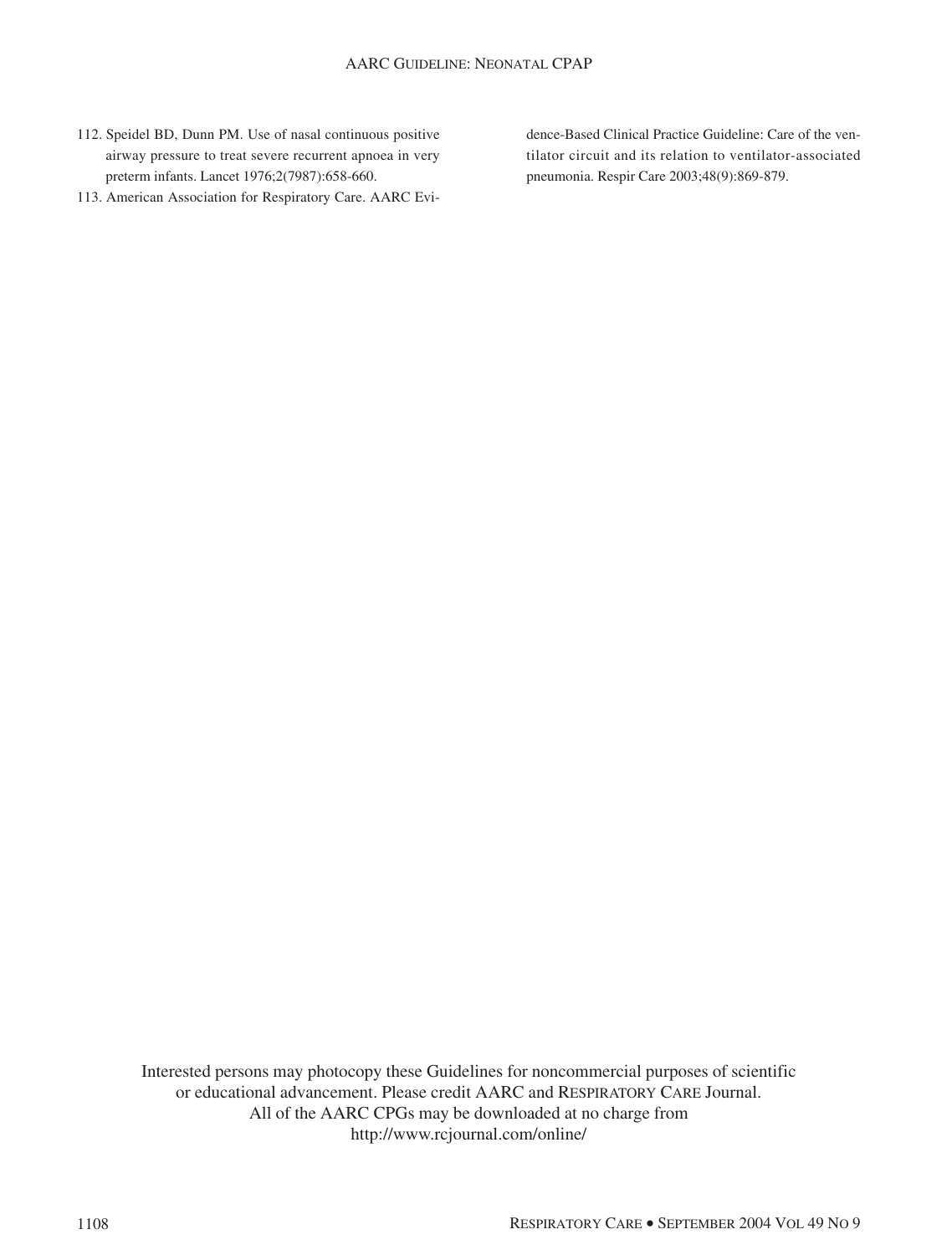112. Speidel BD, Dunn PM. Use of nasal continuous positive airway pressure to treat severe recurrent apnoea in very preterm infants. Lancet 1976;2(7987):658-660.

113. American Association for Respiratory Care. AARC Evidence-Based Clinical Practice Guideline: Care of the ventilator circuit and its relation to ventilator-associated pneumonia. Respir Care 2003;48(9):869-879.

Interested persons may photocopy these Guidelines for noncommercial purposes of scientific or educational advancement. Please credit AARC and RESPIRATORY CARE Journal.
All of the AARC CPGs may be downloaded at no charge from
http://www.rcjournal.com/online/